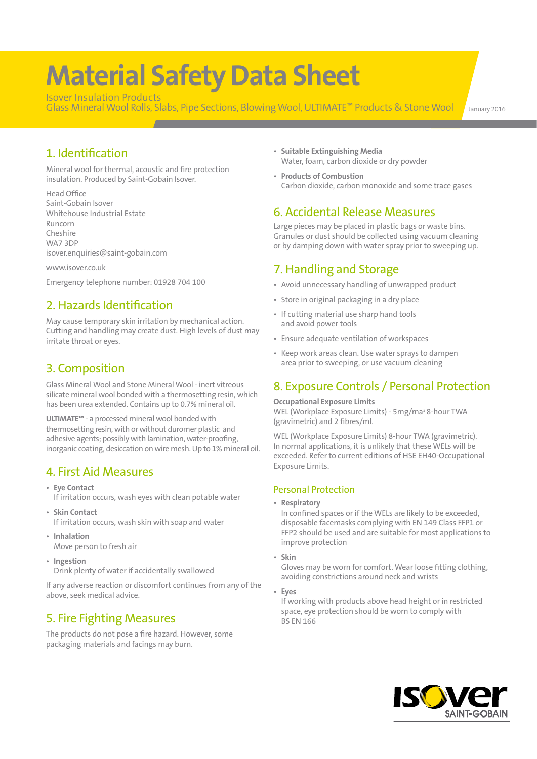# Material Safety Data Sheet

Isover Insulation Products
Glass Mineral Wool Rolls, Slabs, Pipe Sections, Blowing Wool, ULTIMATE™ Products & Stone Wool

January 2016

## 1. Identification

Mineral wool for thermal, acoustic and fire protection insulation. Produced by Saint-Gobain Isover.

Head Office
Saint-Gobain Isover
Whitehouse Industrial Estate
Runcorn
Cheshire
WA7 3DP
isover.enquiries@saint-gobain.com

www.isover.co.uk

Emergency telephone number: 01928 704 100

## 2. Hazards Identification

May cause temporary skin irritation by mechanical action. Cutting and handling may create dust. High levels of dust may irritate throat or eyes.

## 3. Composition

Glass Mineral Wool and Stone Mineral Wool - inert vitreous silicate mineral wool bonded with a thermosetting resin, which has been urea extended. Contains up to 0.7% mineral oil.

**ULTIMATE™** - a processed mineral wool bonded with thermosetting resin, with or without duromer plastic and adhesive agents; possibly with lamination, water-proofing, inorganic coating, desiccation on wire mesh. Up to 1% mineral oil.

## 4. First Aid Measures

- **Eye Contact**
  If irritation occurs, wash eyes with clean potable water
- **Skin Contact**
  If irritation occurs, wash skin with soap and water
- **Inhalation**
  Move person to fresh air
- **Ingestion**
  Drink plenty of water if accidentally swallowed

If any adverse reaction or discomfort continues from any of the above, seek medical advice.

## 5. Fire Fighting Measures

The products do not pose a fire hazard. However, some packaging materials and facings may burn.

- **Suitable Extinguishing Media**
  Water, foam, carbon dioxide or dry powder
- **Products of Combustion**
  Carbon dioxide, carbon monoxide and some trace gases

## 6. Accidental Release Measures

Large pieces may be placed in plastic bags or waste bins. Granules or dust should be collected using vacuum cleaning or by damping down with water spray prior to sweeping up.

## 7. Handling and Storage

- Avoid unnecessary handling of unwrapped product
- Store in original packaging in a dry place
- If cutting material use sharp hand tools and avoid power tools
- Ensure adequate ventilation of workspaces
- Keep work areas clean. Use water sprays to dampen area prior to sweeping, or use vacuum cleaning

## 8. Exposure Controls / Personal Protection

**Occupational Exposure Limits**

WEL (Workplace Exposure Limits) - 5mg/ma$^3$ 8-hour TWA (gravimetric) and 2 fibres/ml.

WEL (Workplace Exposure Limits) 8-hour TWA (gravimetric). In normal applications, it is unlikely that these WELs will be exceeded. Refer to current editions of HSE EH40-Occupational Exposure Limits.

### Personal Protection

- **Respiratory**
  In confined spaces or if the WELs are likely to be exceeded, disposable facemasks complying with EN 149 Class FFP1 or FFP2 should be used and are suitable for most applications to improve protection
- **Skin**
  Gloves may be worn for comfort. Wear loose fitting clothing, avoiding constrictions around neck and wrists
- **Eyes**
  If working with products above head height or in restricted space, eye protection should be worn to comply with BS EN 166

ISOVER SAINT-GOBAIN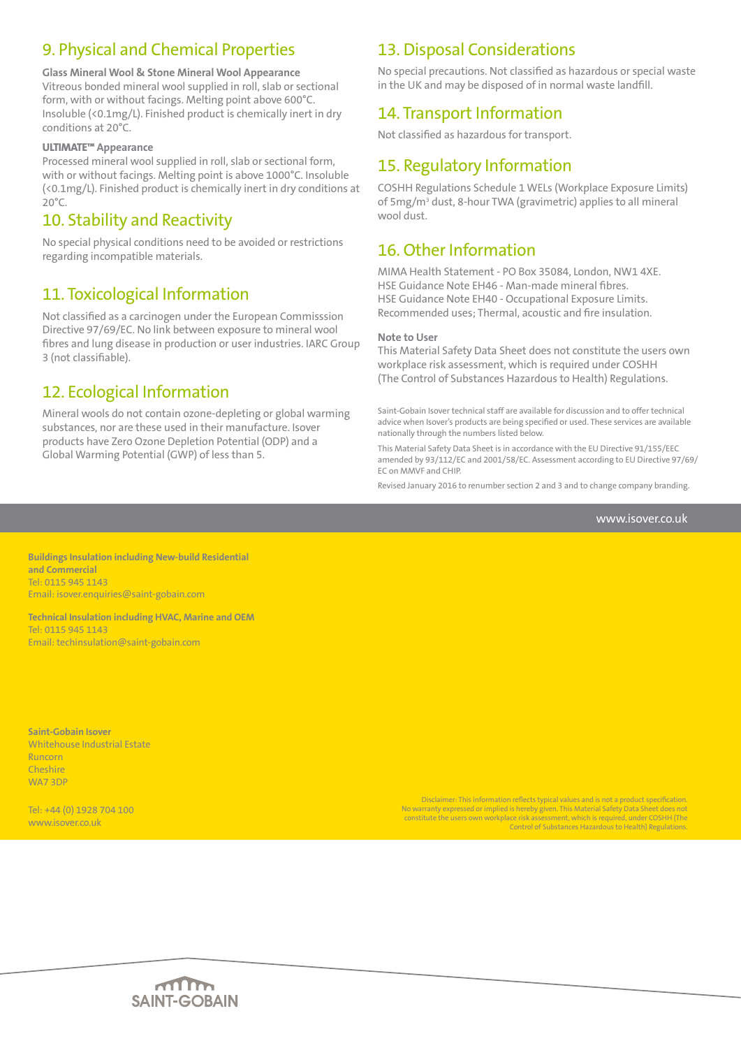## 9. Physical and Chemical Properties

**Glass Mineral Wool & Stone Mineral Wool Appearance**
Vitreous bonded mineral wool supplied in roll, slab or sectional form, with or without facings. Melting point above 600°C. Insoluble (<0.1mg/L). Finished product is chemically inert in dry conditions at 20°C.

**ULTIMATE™ Appearance**
Processed mineral wool supplied in roll, slab or sectional form, with or without facings. Melting point is above 1000°C. Insoluble (<0.1mg/L). Finished product is chemically inert in dry conditions at 20°C.

## 10. Stability and Reactivity

No special physical conditions need to be avoided or restrictions regarding incompatible materials.

## 11. Toxicological Information

Not classified as a carcinogen under the European Commisssion Directive 97/69/EC. No link between exposure to mineral wool fibres and lung disease in production or user industries. IARC Group 3 (not classifiable).

## 12. Ecological Information

Mineral wools do not contain ozone-depleting or global warming substances, nor are these used in their manufacture. Isover products have Zero Ozone Depletion Potential (ODP) and a Global Warming Potential (GWP) of less than 5.

## 13. Disposal Considerations

No special precautions. Not classified as hazardous or special waste in the UK and may be disposed of in normal waste landfill.

## 14. Transport Information

Not classified as hazardous for transport.

## 15. Regulatory Information

COSHH Regulations Schedule 1 WELs (Workplace Exposure Limits) of 5mg/m$^3$ dust, 8-hour TWA (gravimetric) applies to all mineral wool dust.

## 16. Other Information

MIMA Health Statement - PO Box 35084, London, NW1 4XE.
HSE Guidance Note EH46 - Man-made mineral fibres.
HSE Guidance Note EH40 - Occupational Exposure Limits.
Recommended uses; Thermal, acoustic and fire insulation.

**Note to User**
This Material Safety Data Sheet does not constitute the users own workplace risk assessment, which is required under COSHH (The Control of Substances Hazardous to Health) Regulations.

Saint-Gobain Isover technical staff are available for discussion and to offer technical advice when Isover's products are being specified or used. These services are available nationally through the numbers listed below.

This Material Safety Data Sheet is in accordance with the EU Directive 91/155/EEC amended by 93/112/EC and 2001/58/EC. Assessment according to EU Directive 97/69/EC on MMVF and CHIP.

Revised January 2016 to renumber section 2 and 3 and to change company branding.

www.isover.co.uk

**Buildings Insulation including New-build Residential and Commercial**
Tel: 0115 945 1143
Email: isover.enquiries@saint-gobain.com

**Technical Insulation including HVAC, Marine and OEM**
Tel: 0115 945 1143
Email: techinsulation@saint-gobain.com

**Saint-Gobain Isover**
Whitehouse Industrial Estate
Runcorn
Cheshire
WA7 3DP

Tel: +44 (0) 1928 704 100
www.isover.co.uk

Disclaimer: This information reflects typical values and is not a product specification. No warranty expressed or implied is hereby given. This Material Safety Data Sheet does not constitute the users own workplace risk assessment, which is required, under COSHH (The Control of Substances Hazardous to Health) Regulations.

SAINT-GOBAIN